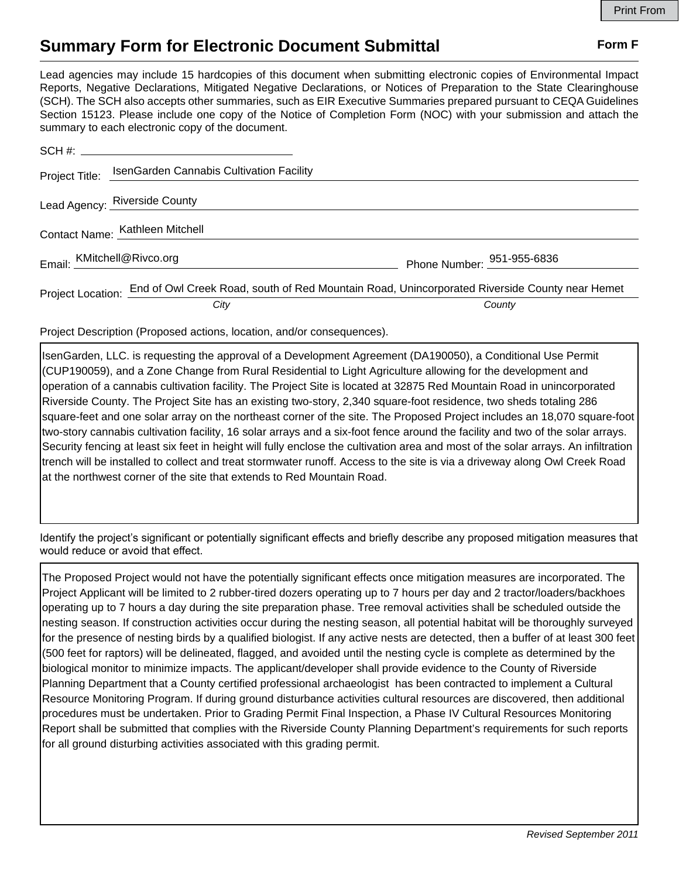# Summary Form for Electronic Document Submittal

**Form F**

Lead agencies may include 15 hardcopies of this document when submitting electronic copies of Environmental Impact Reports, Negative Declarations, Mitigated Negative Declarations, or Notices of Preparation to the State Clearinghouse (SCH). The SCH also accepts other summaries, such as EIR Executive Summaries prepared pursuant to CEQA Guidelines Section 15123. Please include one copy of the Notice of Completion Form (NOC) with your submission and attach the summary to each electronic copy of the document.

SCH #: ______________________

Project Title: IsenGarden Cannabis Cultivation Facility

Lead Agency: Riverside County

Contact Name: Kathleen Mitchell

Email: KMitchell@Rivco.org Phone Number: 951-955-6836

Project Location: End of Owl Creek Road, south of Red Mountain Road, Unincorporated Riverside County near Hemet

*City* *County*

Project Description (Proposed actions, location, and/or consequences).

IsenGarden, LLC. is requesting the approval of a Development Agreement (DA190050), a Conditional Use Permit (CUP190059), and a Zone Change from Rural Residential to Light Agriculture allowing for the development and operation of a cannabis cultivation facility. The Project Site is located at 32875 Red Mountain Road in unincorporated Riverside County. The Project Site has an existing two-story, 2,340 square-foot residence, two sheds totaling 286 square-feet and one solar array on the northeast corner of the site. The Proposed Project includes an 18,070 square-foot two-story cannabis cultivation facility, 16 solar arrays and a six-foot fence around the facility and two of the solar arrays. Security fencing at least six feet in height will fully enclose the cultivation area and most of the solar arrays. An infiltration trench will be installed to collect and treat stormwater runoff. Access to the site is via a driveway along Owl Creek Road at the northwest corner of the site that extends to Red Mountain Road.

Identify the project's significant or potentially significant effects and briefly describe any proposed mitigation measures that would reduce or avoid that effect.

The Proposed Project would not have the potentially significant effects once mitigation measures are incorporated. The Project Applicant will be limited to 2 rubber-tired dozers operating up to 7 hours per day and 2 tractor/loaders/backhoes operating up to 7 hours a day during the site preparation phase. Tree removal activities shall be scheduled outside the nesting season. If construction activities occur during the nesting season, all potential habitat will be thoroughly surveyed for the presence of nesting birds by a qualified biologist. If any active nests are detected, then a buffer of at least 300 feet (500 feet for raptors) will be delineated, flagged, and avoided until the nesting cycle is complete as determined by the biological monitor to minimize impacts. The applicant/developer shall provide evidence to the County of Riverside Planning Department that a County certified professional archaeologist has been contracted to implement a Cultural Resource Monitoring Program. If during ground disturbance activities cultural resources are discovered, then additional procedures must be undertaken. Prior to Grading Permit Final Inspection, a Phase IV Cultural Resources Monitoring Report shall be submitted that complies with the Riverside County Planning Department's requirements for such reports for all ground disturbing activities associated with this grading permit.

*Revised September 2011*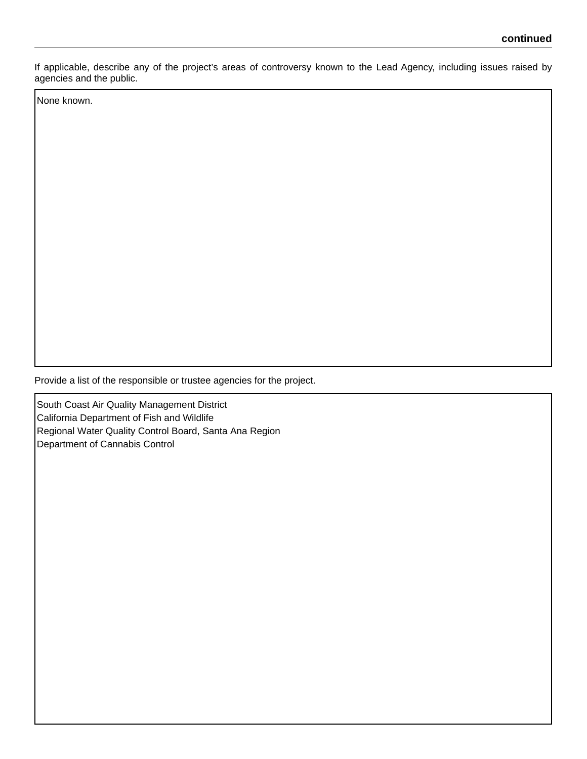**continued**

If applicable, describe any of the project's areas of controversy known to the Lead Agency, including issues raised by agencies and the public.

None known.

Provide a list of the responsible or trustee agencies for the project.

South Coast Air Quality Management District
California Department of Fish and Wildlife
Regional Water Quality Control Board, Santa Ana Region
Department of Cannabis Control